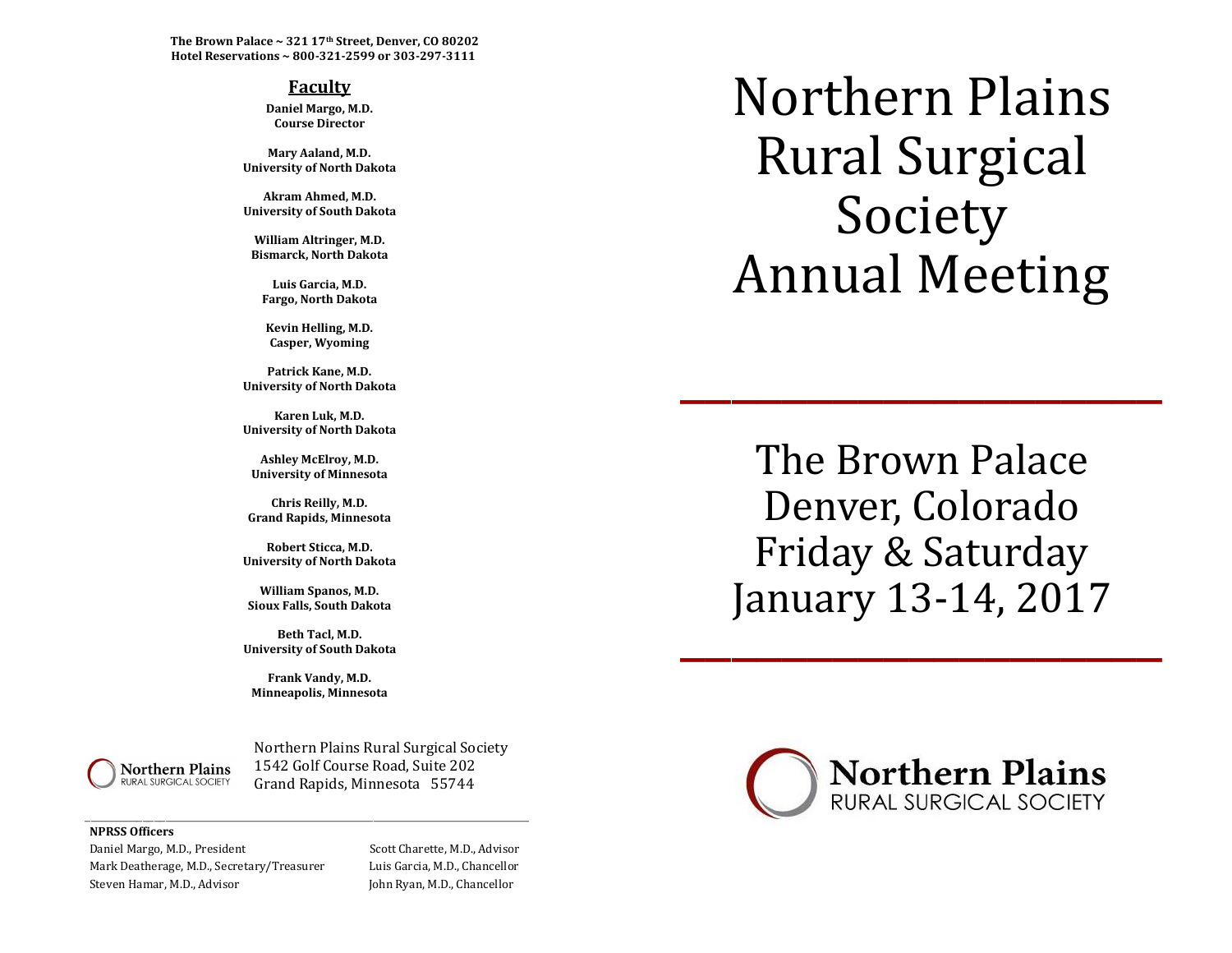**The Brown Palace ~ 321 17th Street, Denver, CO 80202**
**Hotel Reservations ~ 800-321-2599 or 303-297-3111**

## Faculty

**Daniel Margo, M.D.**
**Course Director**

**Mary Aaland, M.D.**
**University of North Dakota**

**Akram Ahmed, M.D.**
**University of South Dakota**

**William Altringer, M.D.**
**Bismarck, North Dakota**

**Luis Garcia, M.D.**
**Fargo, North Dakota**

**Kevin Helling, M.D.**
**Casper, Wyoming**

**Patrick Kane, M.D.**
**University of North Dakota**

**Karen Luk, M.D.**
**University of North Dakota**

**Ashley McElroy, M.D.**
**University of Minnesota**

**Chris Reilly, M.D.**
**Grand Rapids, Minnesota**

**Robert Sticca, M.D.**
**University of North Dakota**

**William Spanos, M.D.**
**Sioux Falls, South Dakota**

**Beth Tacl, M.D.**
**University of South Dakota**

**Frank Vandy, M.D.**
**Minneapolis, Minnesota**

Northern Plains Rural Surgical Society
1542 Golf Course Road, Suite 202
Grand Rapids, Minnesota 55744

---

**NPRSS Officers**

Daniel Margo, M.D., President
Mark Deatherage, M.D., Secretary/Treasurer
Steven Hamar, M.D., Advisor
Scott Charette, M.D., Advisor
Luis Garcia, M.D., Chancellor
John Ryan, M.D., Chancellor

# Northern Plains Rural Surgical Society Annual Meeting

---

The Brown Palace
Denver, Colorado
Friday & Saturday
January 13-14, 2017

---

Northern Plains
RURAL SURGICAL SOCIETY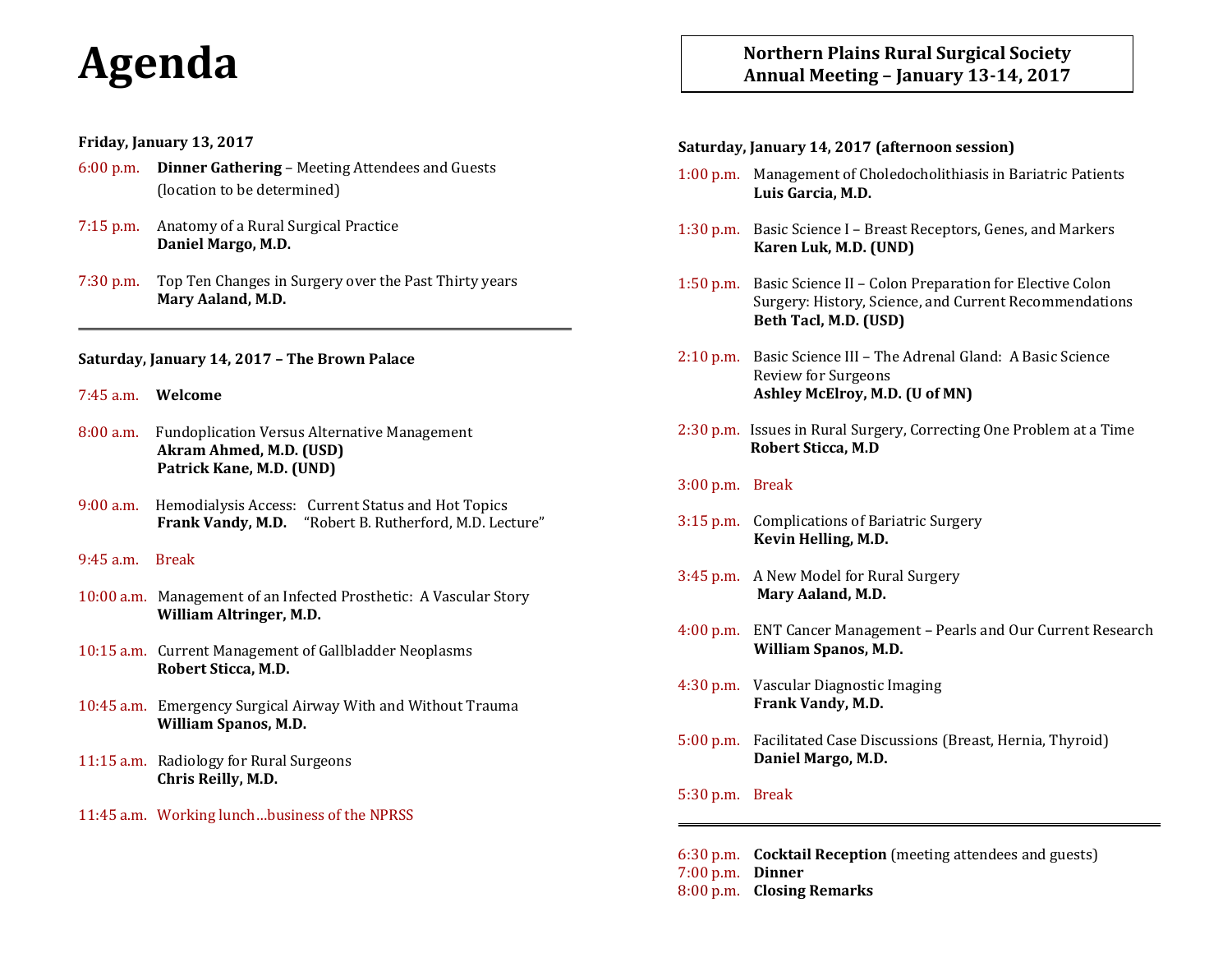# Agenda

**Northern Plains Rural Surgical Society**
**Annual Meeting – January 13-14, 2017**

**Friday, January 13, 2017**

6:00 p.m. **Dinner Gathering** – Meeting Attendees and Guests (location to be determined)

7:15 p.m. Anatomy of a Rural Surgical Practice
**Daniel Margo, M.D.**

7:30 p.m. Top Ten Changes in Surgery over the Past Thirty years
**Mary Aaland, M.D.**

---

**Saturday, January 14, 2017 – The Brown Palace**

7:45 a.m. **Welcome**

8:00 a.m. Fundoplication Versus Alternative Management
**Akram Ahmed, M.D. (USD)**
**Patrick Kane, M.D. (UND)**

9:00 a.m. Hemodialysis Access: Current Status and Hot Topics
**Frank Vandy, M.D.** "Robert B. Rutherford, M.D. Lecture"

9:45 a.m. Break

10:00 a.m. Management of an Infected Prosthetic: A Vascular Story
**William Altringer, M.D.**

10:15 a.m. Current Management of Gallbladder Neoplasms
**Robert Sticca, M.D.**

10:45 a.m. Emergency Surgical Airway With and Without Trauma
**William Spanos, M.D.**

11:15 a.m. Radiology for Rural Surgeons
**Chris Reilly, M.D.**

11:45 a.m. Working lunch…business of the NPRSS

**Saturday, January 14, 2017 (afternoon session)**

1:00 p.m. Management of Choledocholithiasis in Bariatric Patients
**Luis Garcia, M.D.**

1:30 p.m. Basic Science I – Breast Receptors, Genes, and Markers
**Karen Luk, M.D. (UND)**

1:50 p.m. Basic Science II – Colon Preparation for Elective Colon Surgery: History, Science, and Current Recommendations
**Beth Tacl, M.D. (USD)**

2:10 p.m. Basic Science III – The Adrenal Gland: A Basic Science Review for Surgeons
**Ashley McElroy, M.D. (U of MN)**

2:30 p.m. Issues in Rural Surgery, Correcting One Problem at a Time
**Robert Sticca, M.D**

3:00 p.m. Break

3:15 p.m. Complications of Bariatric Surgery
**Kevin Helling, M.D.**

3:45 p.m. A New Model for Rural Surgery
**Mary Aaland, M.D.**

4:00 p.m. ENT Cancer Management – Pearls and Our Current Research
**William Spanos, M.D.**

4:30 p.m. Vascular Diagnostic Imaging
**Frank Vandy, M.D.**

5:00 p.m. Facilitated Case Discussions (Breast, Hernia, Thyroid)
**Daniel Margo, M.D.**

5:30 p.m. Break

---

6:30 p.m. **Cocktail Reception** (meeting attendees and guests)
7:00 p.m. **Dinner**
8:00 p.m. **Closing Remarks**